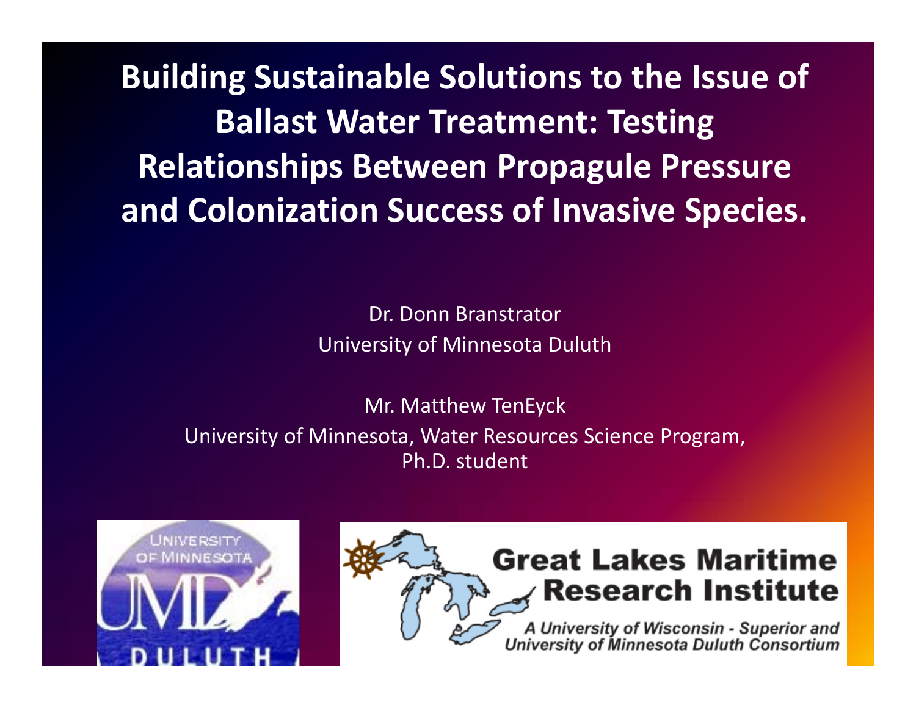# Building Sustainable Solutions to the Issue of Ballast Water Treatment: Testing Relationships Between Propagule Pressure and Colonization Success of Invasive Species.

Dr. Donn Branstrator
University of Minnesota Duluth

Mr. Matthew TenEyck
University of Minnesota, Water Resources Science Program, Ph.D. student

University of Minnesota Duluth

Great Lakes Maritime Research Institute

*A University of Wisconsin - Superior and University of Minnesota Duluth Consortium*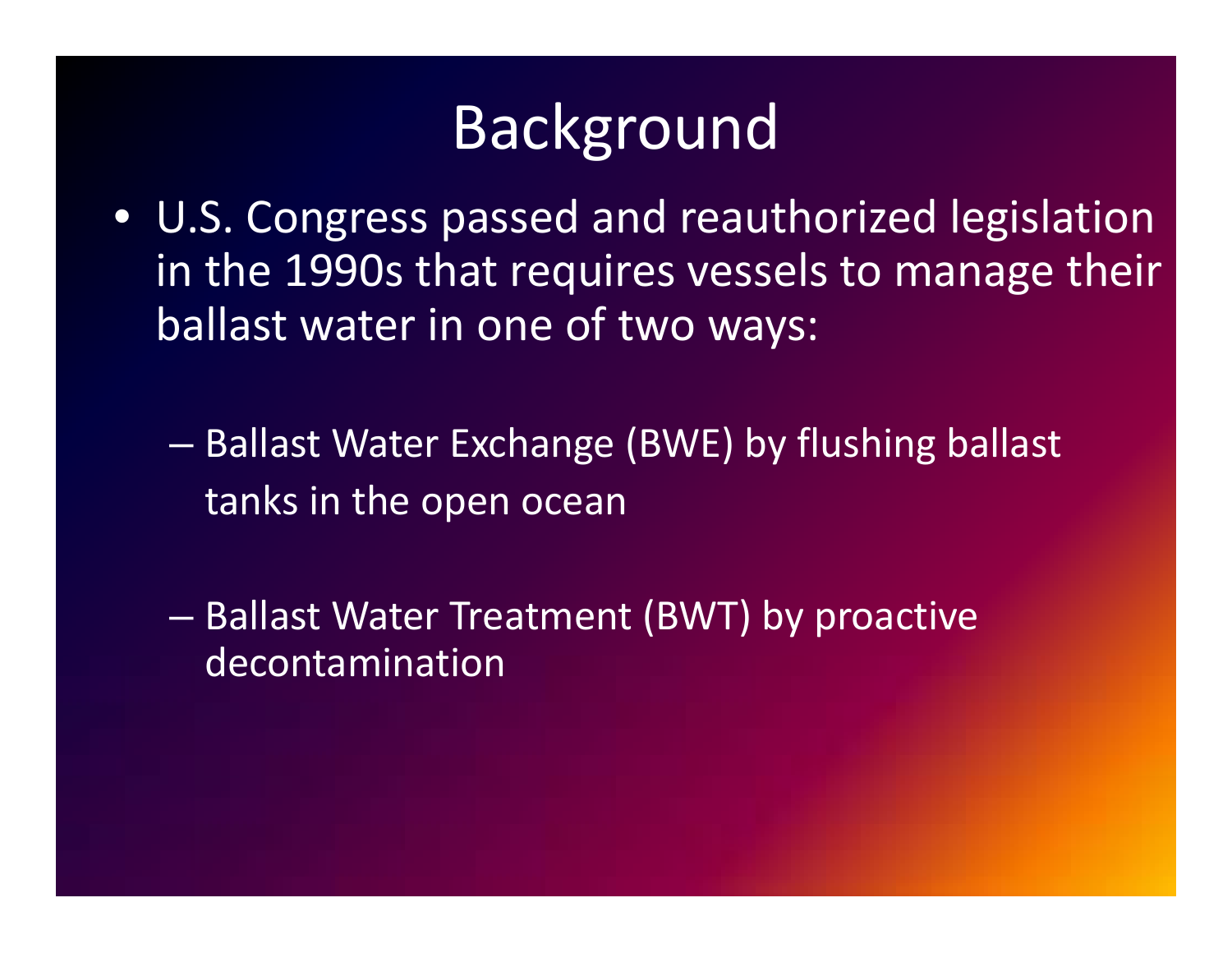# Background

- U.S. Congress passed and reauthorized legislation in the 1990s that requires vessels to manage their ballast water in one of two ways:
  - Ballast Water Exchange (BWE) by flushing ballast tanks in the open ocean
  - Ballast Water Treatment (BWT) by proactive decontamination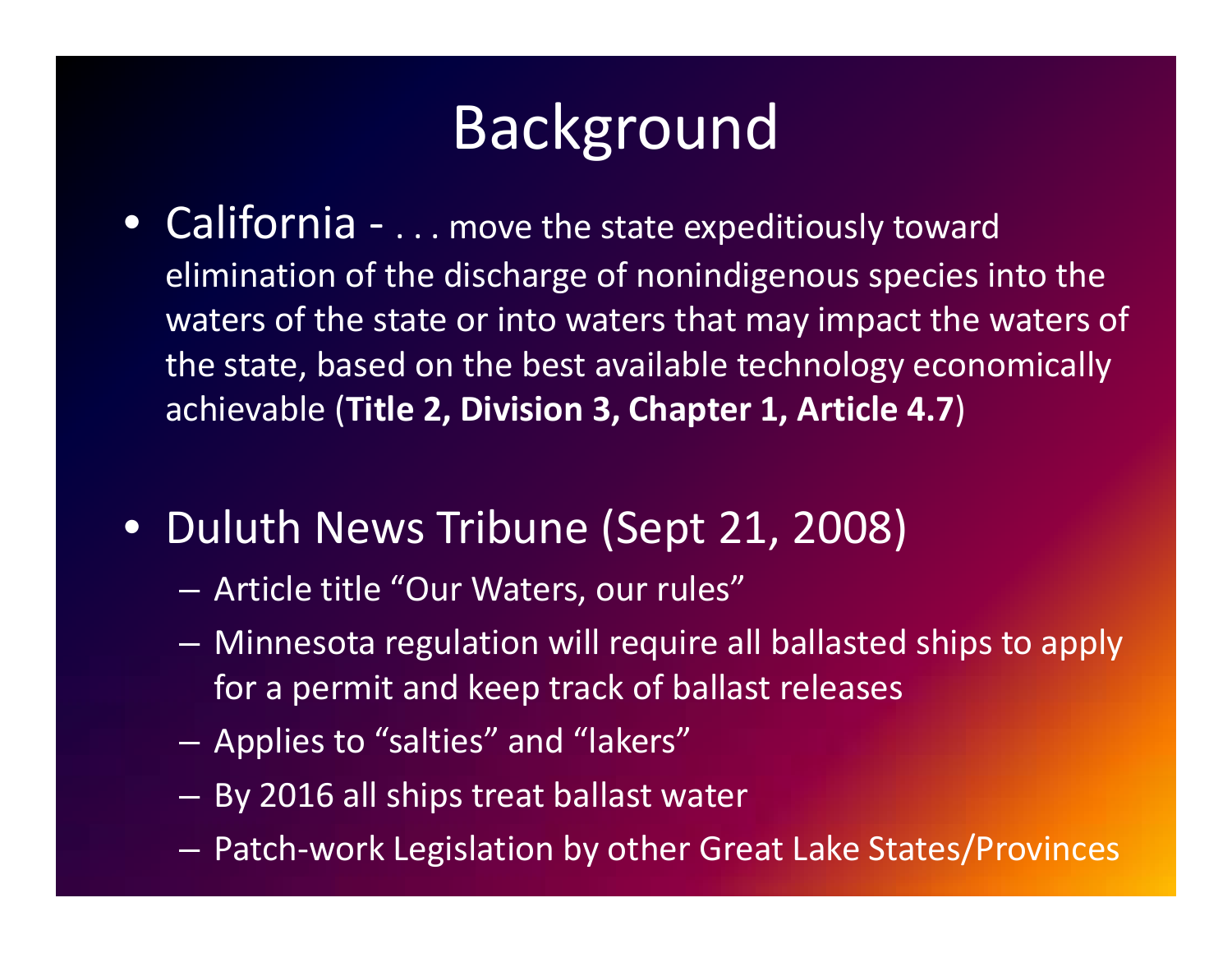# Background

- California - . . . move the state expeditiously toward elimination of the discharge of nonindigenous species into the waters of the state or into waters that may impact the waters of the state, based on the best available technology economically achievable (**Title 2, Division 3, Chapter 1, Article 4.7**)

- Duluth News Tribune (Sept 21, 2008)
  - Article title "Our Waters, our rules"
  - Minnesota regulation will require all ballasted ships to apply for a permit and keep track of ballast releases
  - Applies to "salties" and "lakers"
  - By 2016 all ships treat ballast water
  - Patch-work Legislation by other Great Lake States/Provinces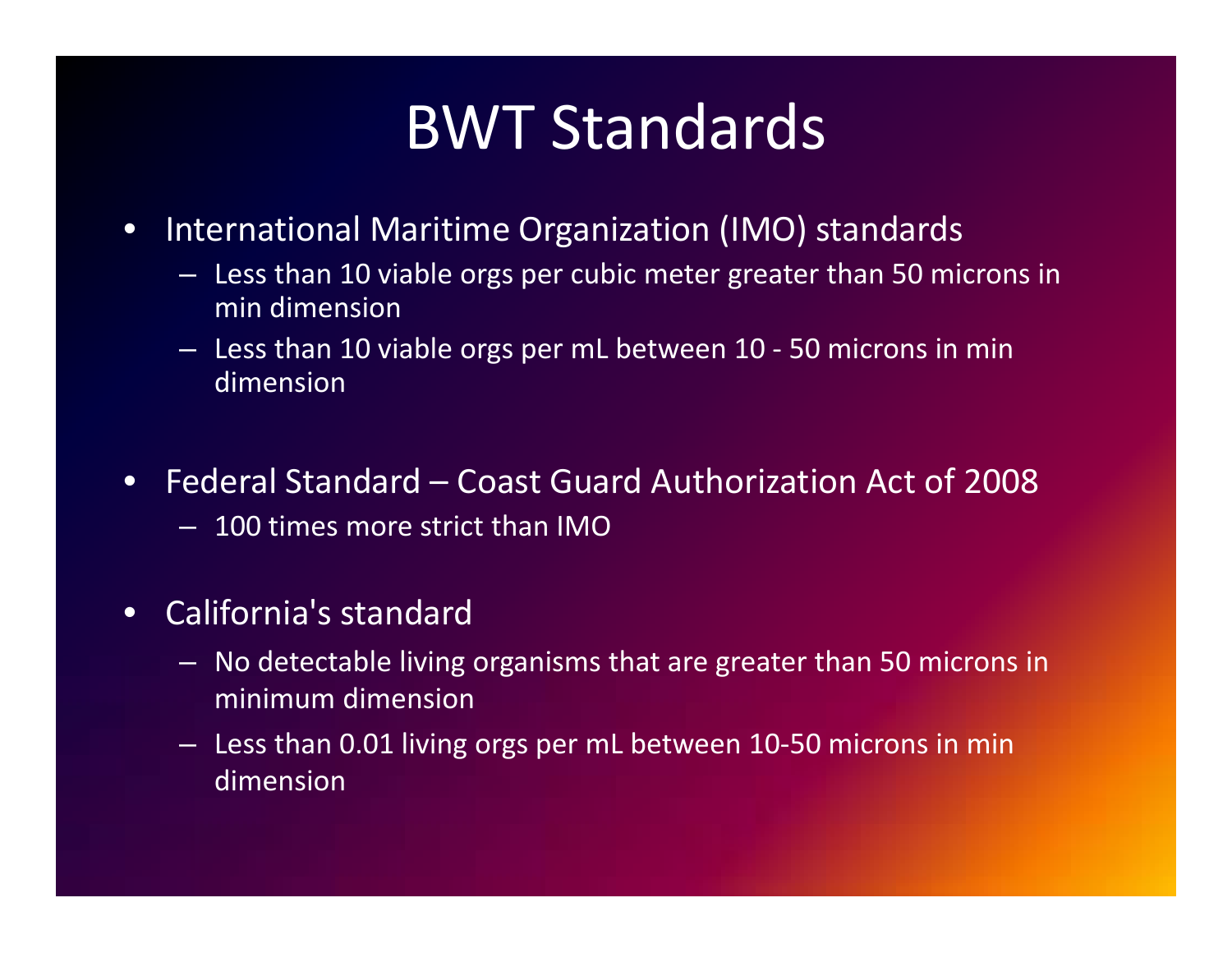# BWT Standards

- International Maritime Organization (IMO) standards
  - Less than 10 viable orgs per cubic meter greater than 50 microns in min dimension
  - Less than 10 viable orgs per mL between 10 - 50 microns in min dimension
- Federal Standard – Coast Guard Authorization Act of 2008
  - 100 times more strict than IMO
- California's standard
  - No detectable living organisms that are greater than 50 microns in minimum dimension
  - Less than 0.01 living orgs per mL between 10-50 microns in min dimension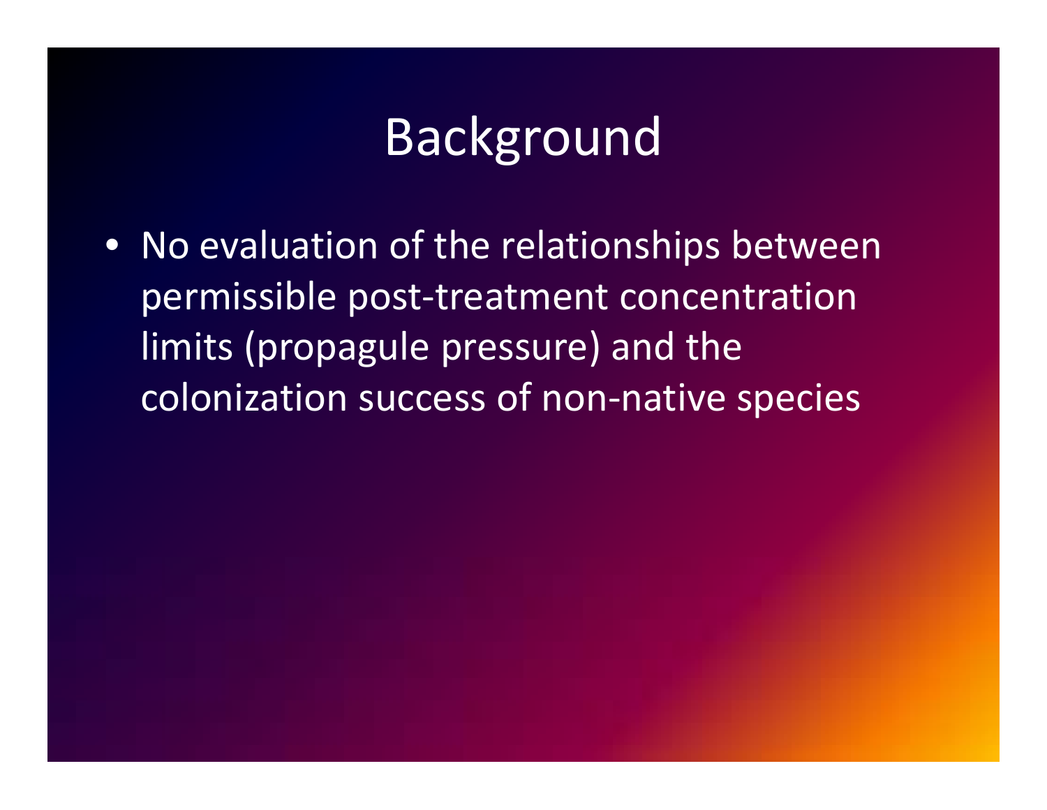# Background

- No evaluation of the relationships between permissible post-treatment concentration limits (propagule pressure) and the colonization success of non-native species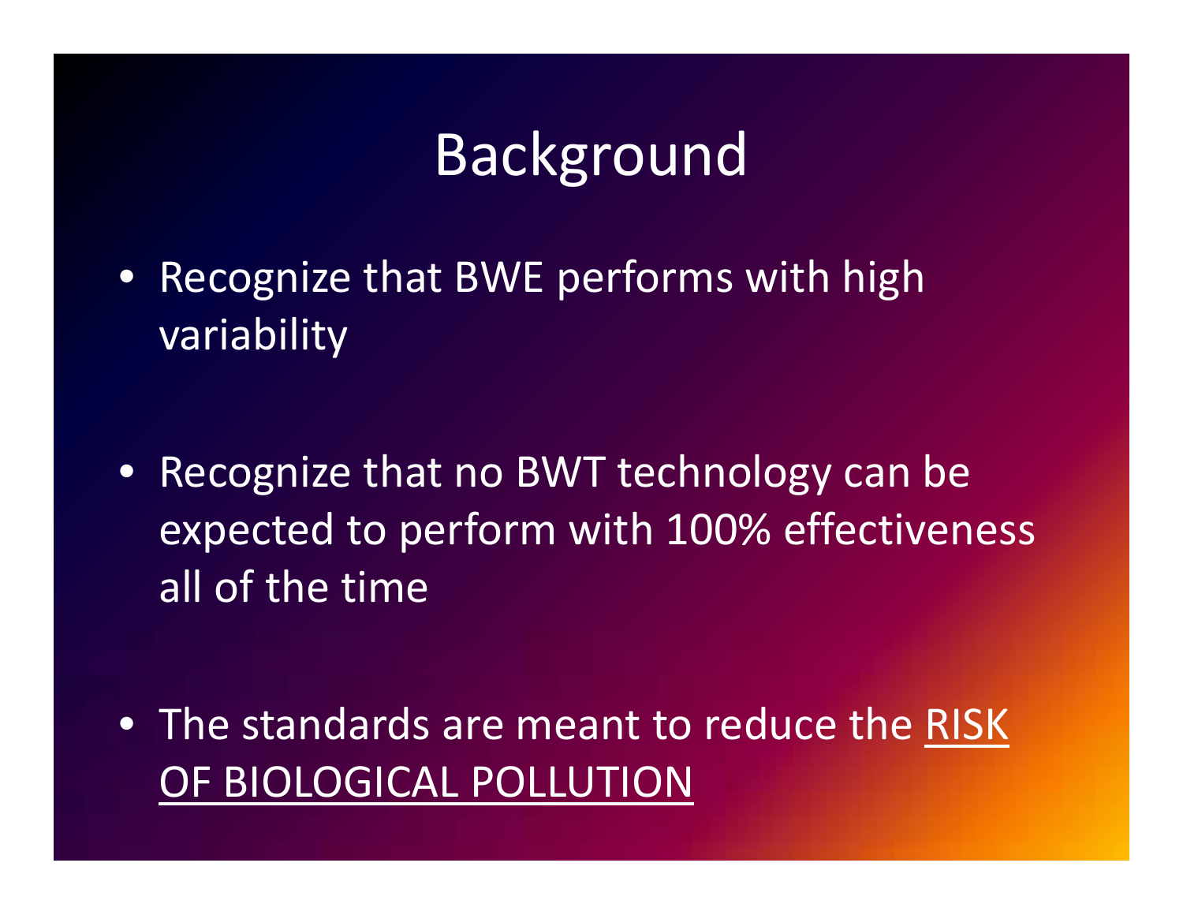# Background

- Recognize that BWE performs with high variability

- Recognize that no BWT technology can be expected to perform with 100% effectiveness all of the time

- The standards are meant to reduce the <u>RISK OF BIOLOGICAL POLLUTION</u>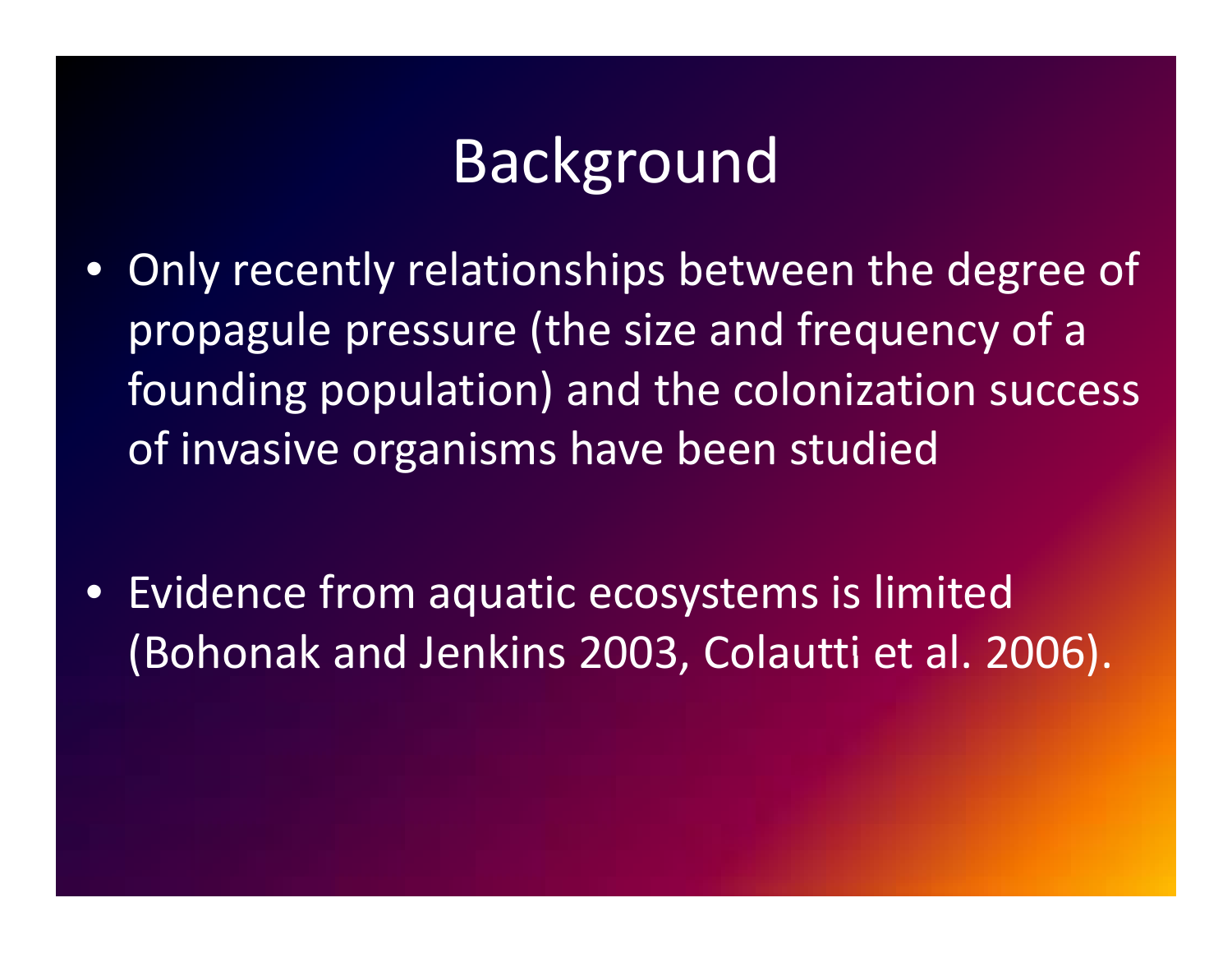# Background

- Only recently relationships between the degree of propagule pressure (the size and frequency of a founding population) and the colonization success of invasive organisms have been studied

- Evidence from aquatic ecosystems is limited (Bohonak and Jenkins 2003, Colautti et al. 2006).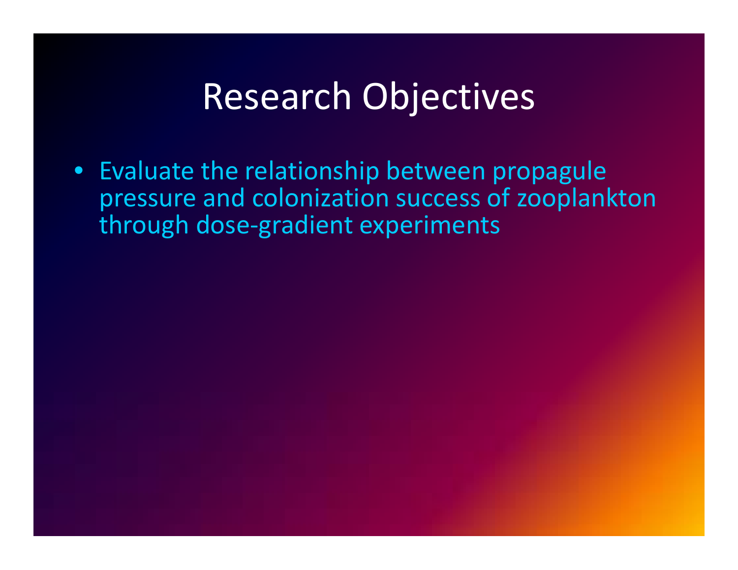# Research Objectives

- Evaluate the relationship between propagule pressure and colonization success of zooplankton through dose-gradient experiments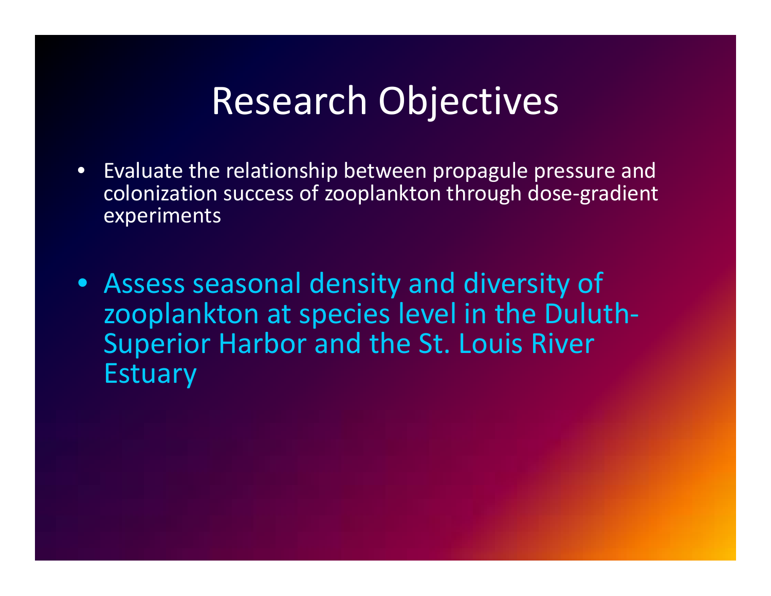# Research Objectives

- Evaluate the relationship between propagule pressure and colonization success of zooplankton through dose-gradient experiments
- Assess seasonal density and diversity of zooplankton at species level in the Duluth-Superior Harbor and the St. Louis River Estuary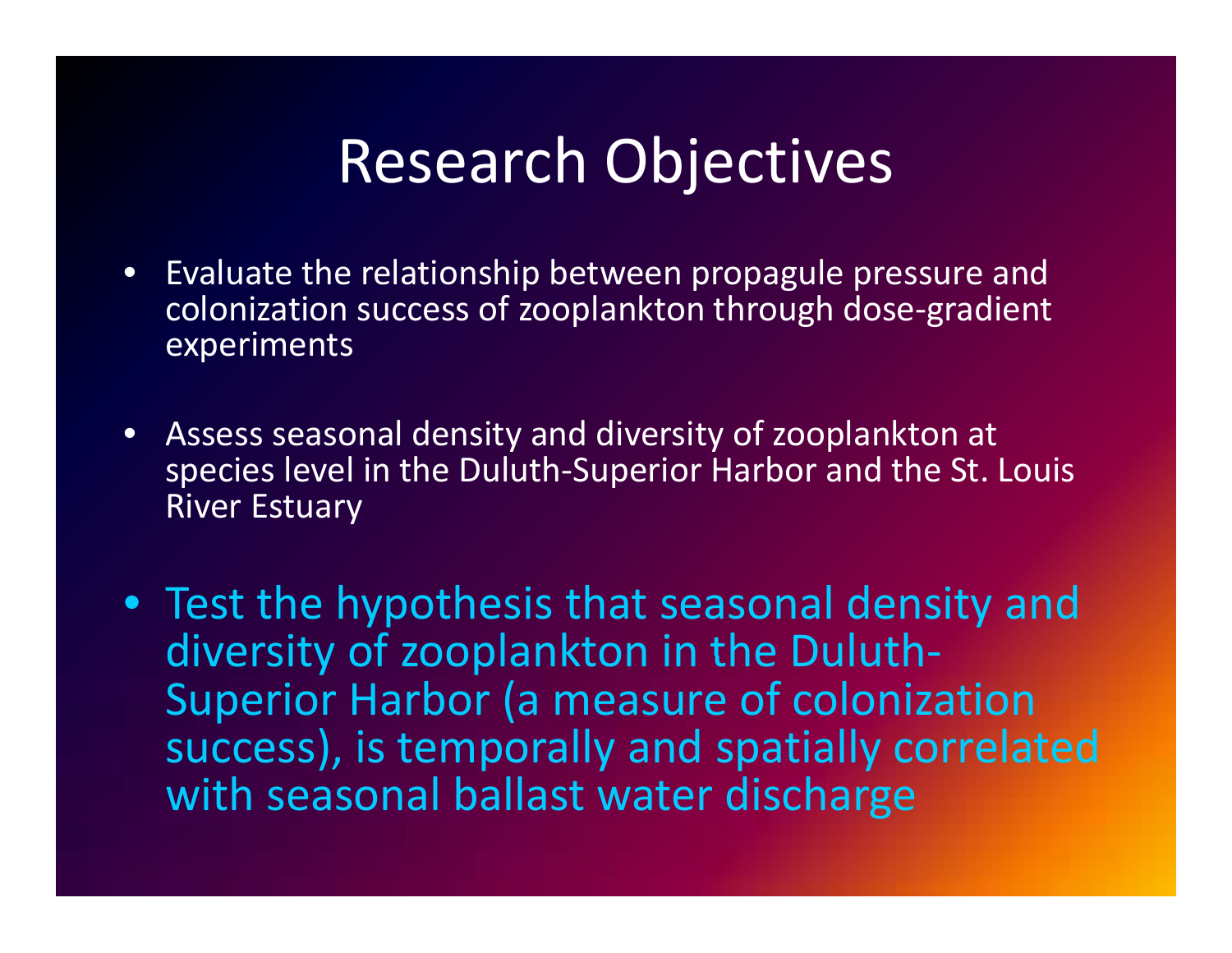# Research Objectives

- Evaluate the relationship between propagule pressure and colonization success of zooplankton through dose-gradient experiments
- Assess seasonal density and diversity of zooplankton at species level in the Duluth-Superior Harbor and the St. Louis River Estuary
- Test the hypothesis that seasonal density and diversity of zooplankton in the Duluth-Superior Harbor (a measure of colonization success), is temporally and spatially correlated with seasonal ballast water discharge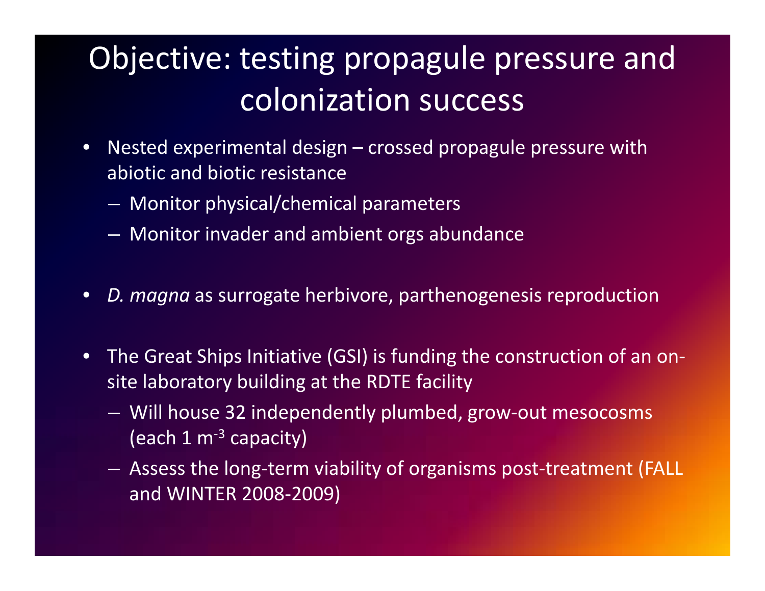# Objective: testing propagule pressure and colonization success

- Nested experimental design – crossed propagule pressure with abiotic and biotic resistance
  - Monitor physical/chemical parameters
  - Monitor invader and ambient orgs abundance
- *D. magna* as surrogate herbivore, parthenogenesis reproduction
- The Great Ships Initiative (GSI) is funding the construction of an on-site laboratory building at the RDTE facility
  - Will house 32 independently plumbed, grow-out mesocosms (each 1 $m^{-3}$ capacity)
  - Assess the long-term viability of organisms post-treatment (FALL and WINTER 2008-2009)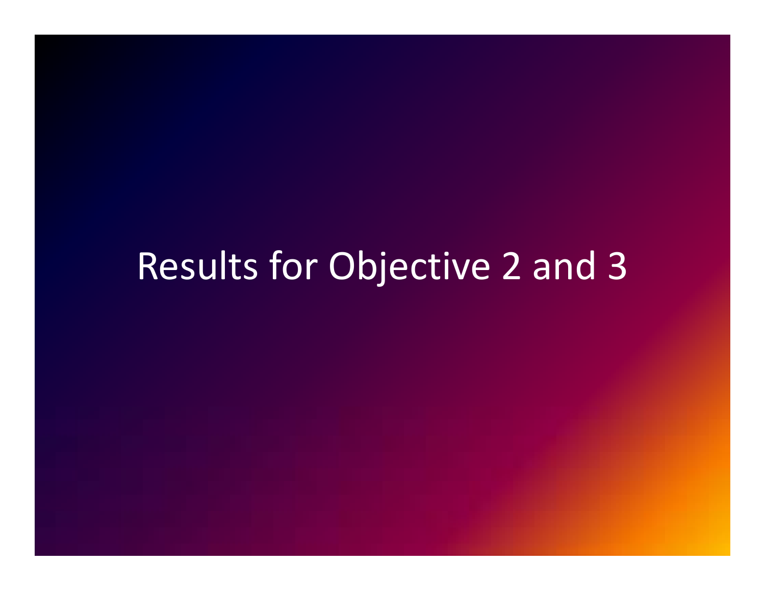# Results for Objective 2 and 3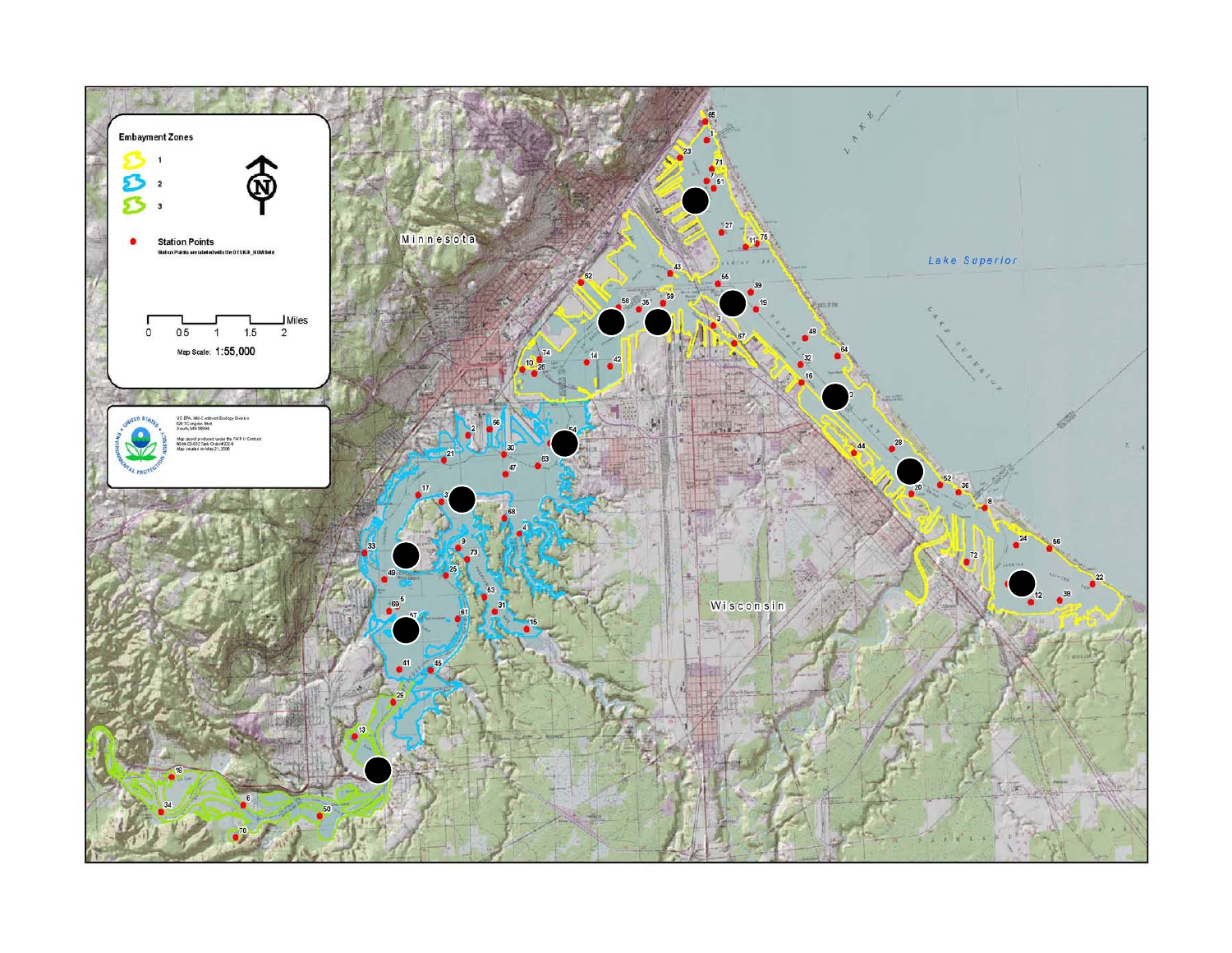**Embayment Zones**

- 1
- 2
- 3

**Station Points**

Station Points are labeled with the DESIGN_NUM field

Miles: 0 0.5 1 1.5 2

Map Scale: 1:55,000

US EPA, Mid-Continent Ecology Division
6201 Congdon Blvd.
Duluth, MN 55804

Map layout produced under the FAIR II Contract
68-W-02-032 Task Order #2204
Map created on May 21, 2006

Minnesota

Wisconsin

Lake Superior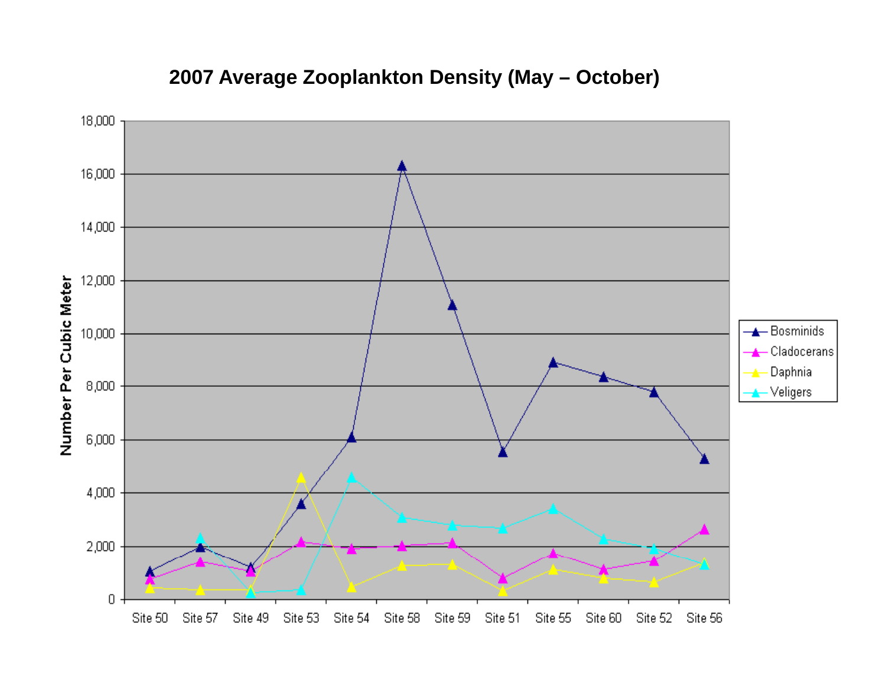## 2007 Average Zooplankton Density (May – October)

Number Per Cubic Meter

Bosminids, Cladocerans, Daphnia, Veligers

Site 50, Site 57, Site 49, Site 53, Site 54, Site 58, Site 59, Site 51, Site 55, Site 60, Site 52, Site 56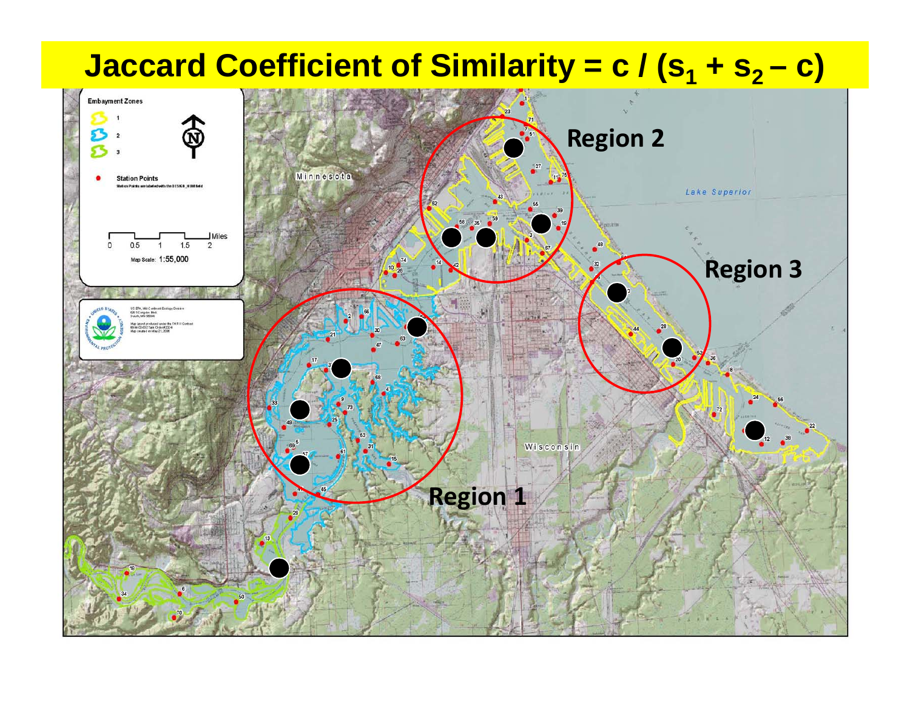# Jaccard Coefficient of Similarity = $c / (s_1 + s_2 - c)$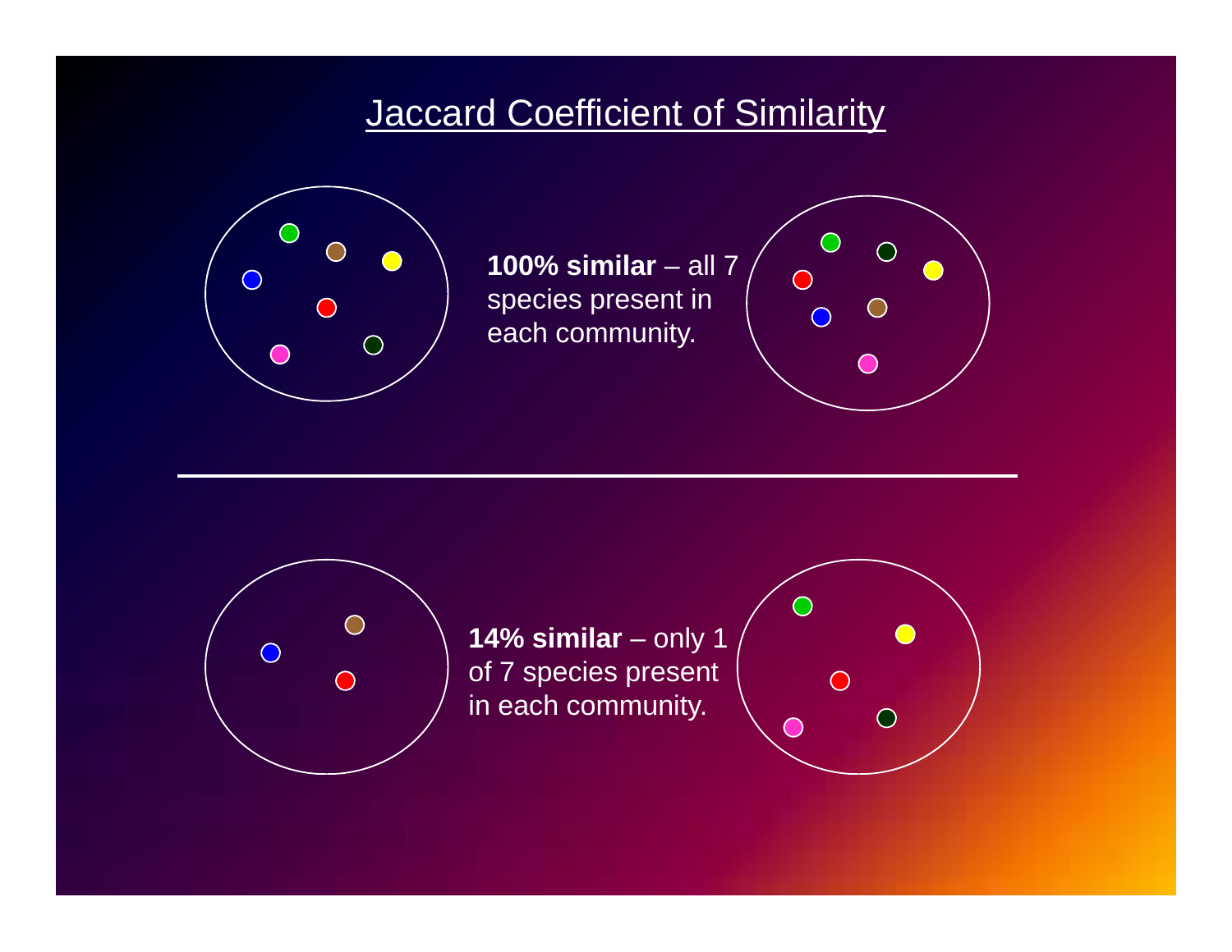# Jaccard Coefficient of Similarity

**100% similar** – all 7 species present in each community.

---

**14% similar** – only 1 of 7 species present in each community.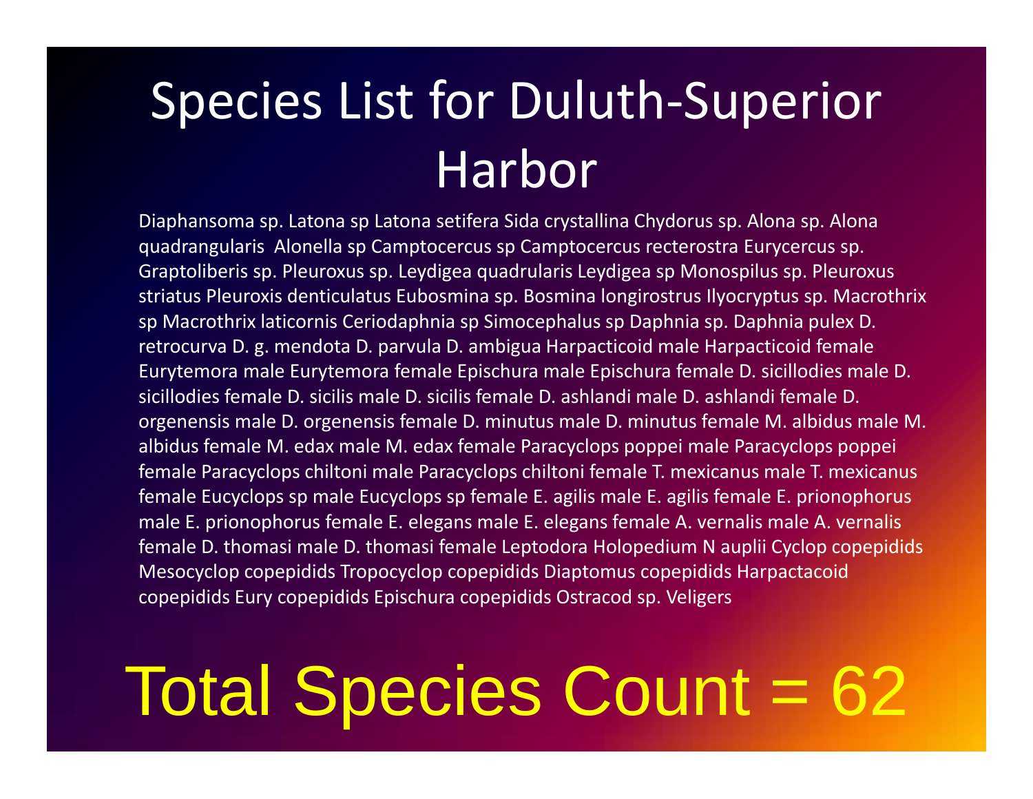# Species List for Duluth-Superior Harbor

Diaphansoma sp. Latona sp Latona setifera Sida crystallina Chydorus sp. Alona sp. Alona quadrangularis  Alonella sp Camptocercus sp Camptocercus recterostra Eurycercus sp. Graptoliberis sp. Pleuroxus sp. Leydigea quadrularis Leydigea sp Monospilus sp. Pleuroxus striatus Pleuroxis denticulatus Eubosmina sp. Bosmina longirostrus Ilyocryptus sp. Macrothrix sp Macrothrix laticornis Ceriodaphnia sp Simocephalus sp Daphnia sp. Daphnia pulex D. retrocurva D. g. mendota D. parvula D. ambigua Harpacticoid male Harpacticoid female Eurytemora male Eurytemora female Epischura male Epischura female D. sicillodies male D. sicillodies female D. sicilis male D. sicilis female D. ashlandi male D. ashlandi female D. orgenensis male D. orgenensis female D. minutus male D. minutus female M. albidus male M. albidus female M. edax male M. edax female Paracyclops poppei male Paracyclops poppei female Paracyclops chiltoni male Paracyclops chiltoni female T. mexicanus male T. mexicanus female Eucyclops sp male Eucyclops sp female E. agilis male E. agilis female E. prionophorus male E. prionophorus female E. elegans male E. elegans female A. vernalis male A. vernalis female D. thomasi male D. thomasi female Leptodora Holopedium N auplii Cyclop copepidids Mesocyclop copepidids Tropocyclop copepidids Diaptomus copepidids Harpactacoid copepidids Eury copepidids Epischura copepidids Ostracod sp. Veligers

## Total Species Count = 62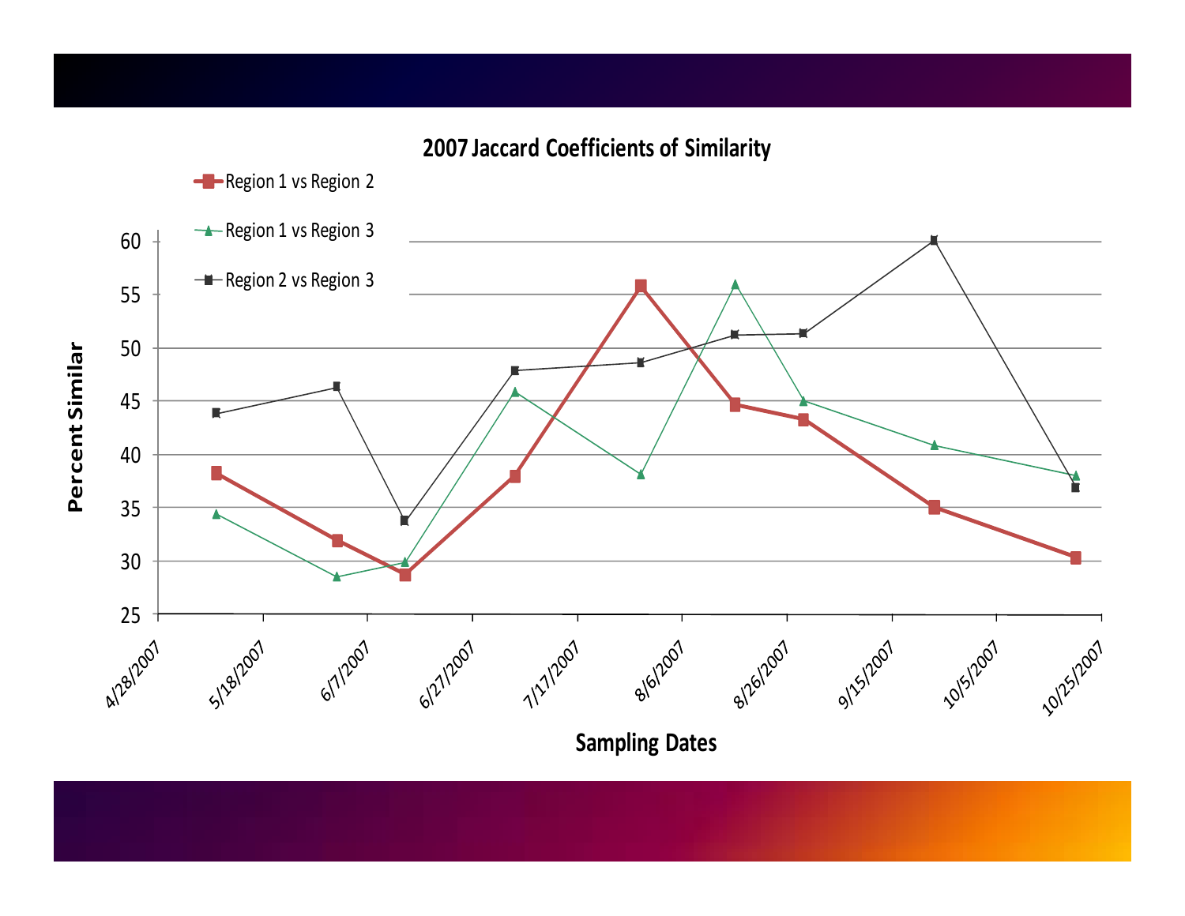## 2007 Jaccard Coefficients of Similarity

- Region 1 vs Region 2
- Region 1 vs Region 3
- Region 2 vs Region 3

Percent Similar

Sampling Dates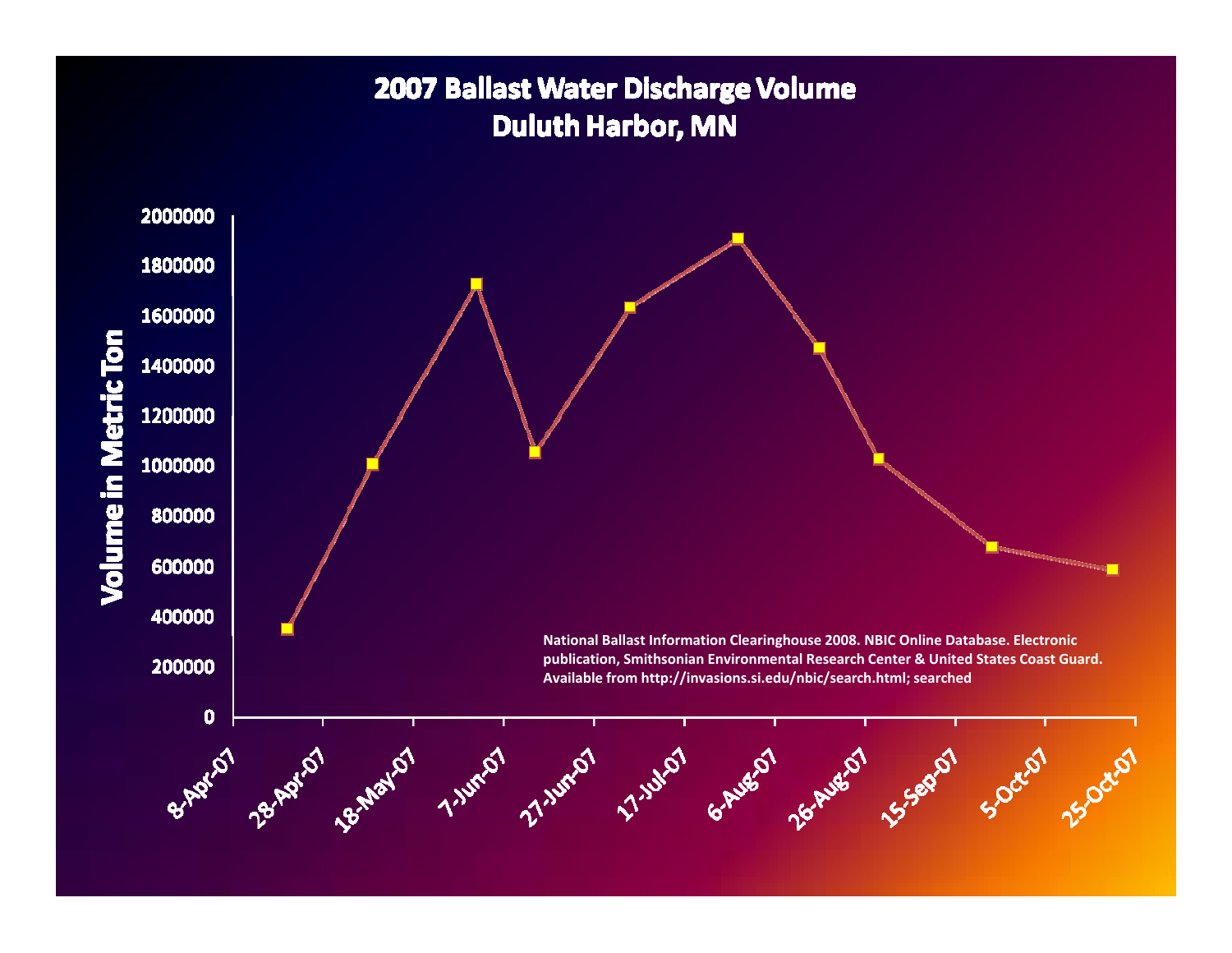# 2007 Ballast Water Discharge Volume
# Duluth Harbor, MN

Volume in Metric Ton

2000000
1800000
1600000
1400000
1200000
1000000
800000
600000
400000
200000
0

8-Apr-07 | 28-Apr-07 | 18-May-07 | 7-Jun-07 | 27-Jun-07 | 17-Jul-07 | 6-Aug-07 | 26-Aug-07 | 15-Sep-07 | 5-Oct-07 | 25-Oct-07

National Ballast Information Clearinghouse 2008. NBIC Online Database. Electronic publication, Smithsonian Environmental Research Center & United States Coast Guard. Available from http://invasions.si.edu/nbic/search.html; searched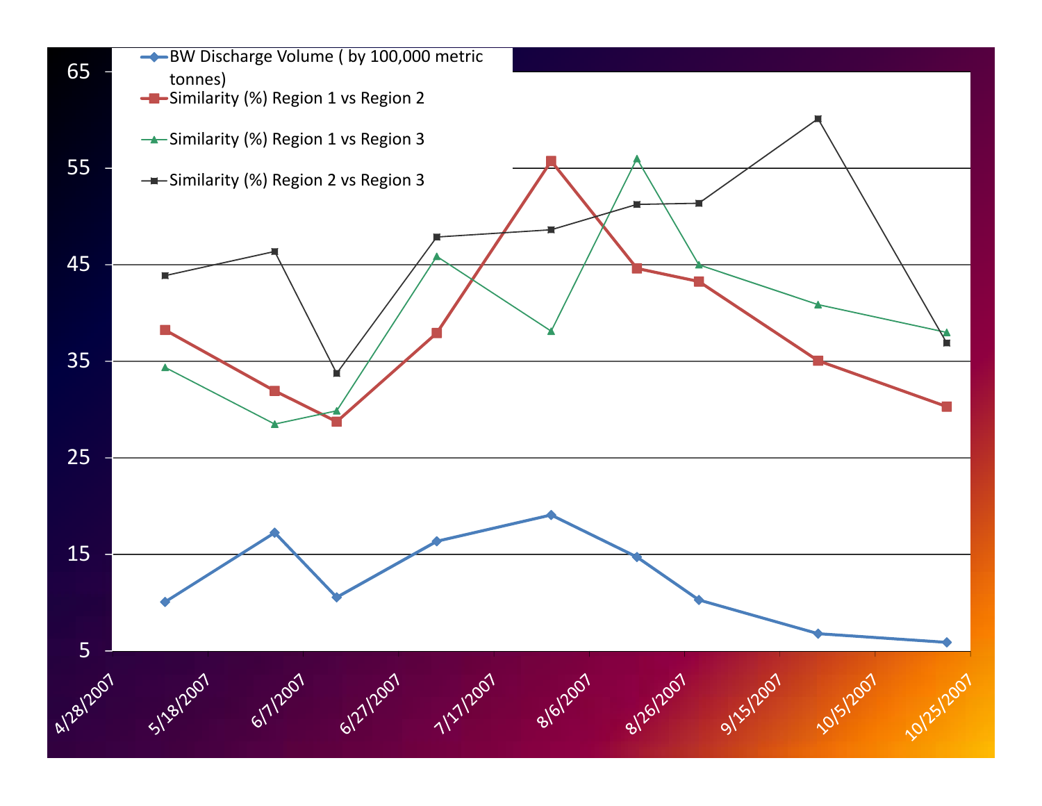BW Discharge Volume ( by 100,000 metric tonnes)

Similarity (%) Region 1 vs Region 2

Similarity (%) Region 1 vs Region 3

Similarity (%) Region 2 vs Region 3

65

55

45

35

25

15

5

4/28/2007 5/18/2007 6/7/2007 6/27/2007 7/17/2007 8/6/2007 8/26/2007 9/15/2007 10/5/2007 10/25/2007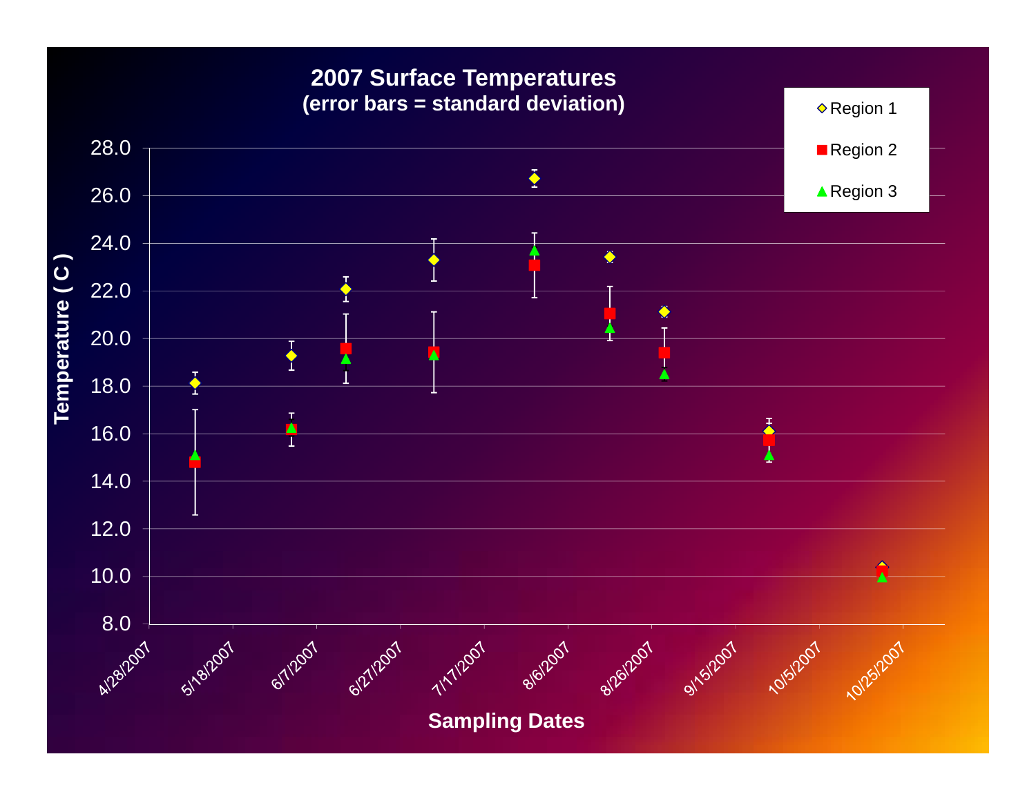# 2007 Surface Temperatures
**(error bars = standard deviation)**

Region 1

Region 2

Region 3

Temperature ( C )

28.0
26.0
24.0
22.0
20.0
18.0
16.0
14.0
12.0
10.0
8.0

4/28/2007 5/18/2007 6/7/2007 6/27/2007 7/17/2007 8/6/2007 8/26/2007 9/15/2007 10/5/2007 10/25/2007

**Sampling Dates**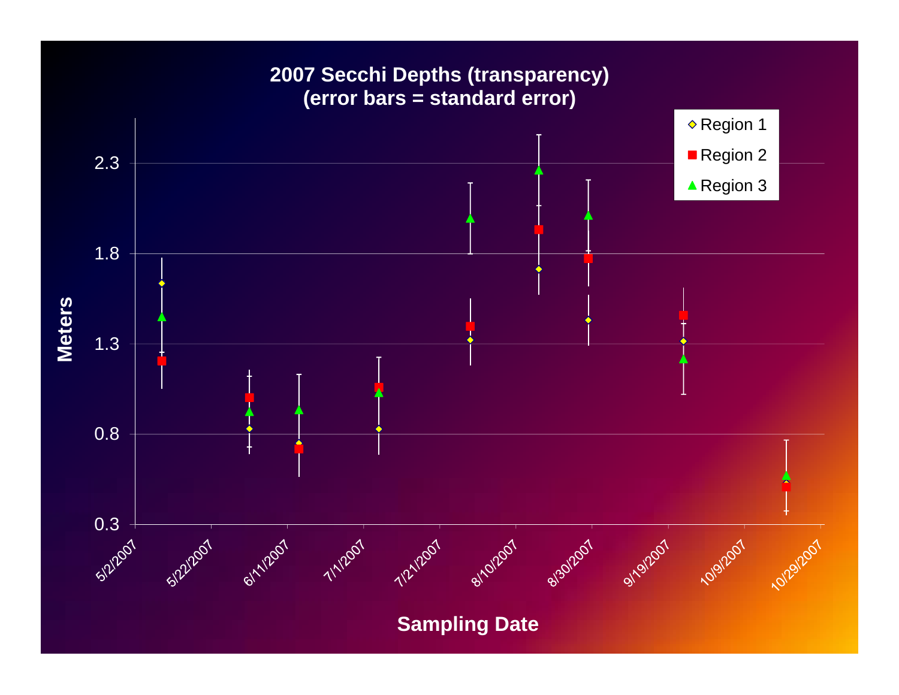## 2007 Secchi Depths (transparency)
## (error bars = standard error)

Meters

Sampling Date

Region 1

Region 2

Region 3

2.3

1.8

1.3

0.8

0.3

5/2/2007

5/22/2007

6/11/2007

7/1/2007

7/21/2007

8/10/2007

8/30/2007

9/19/2007

10/9/2007

10/29/2007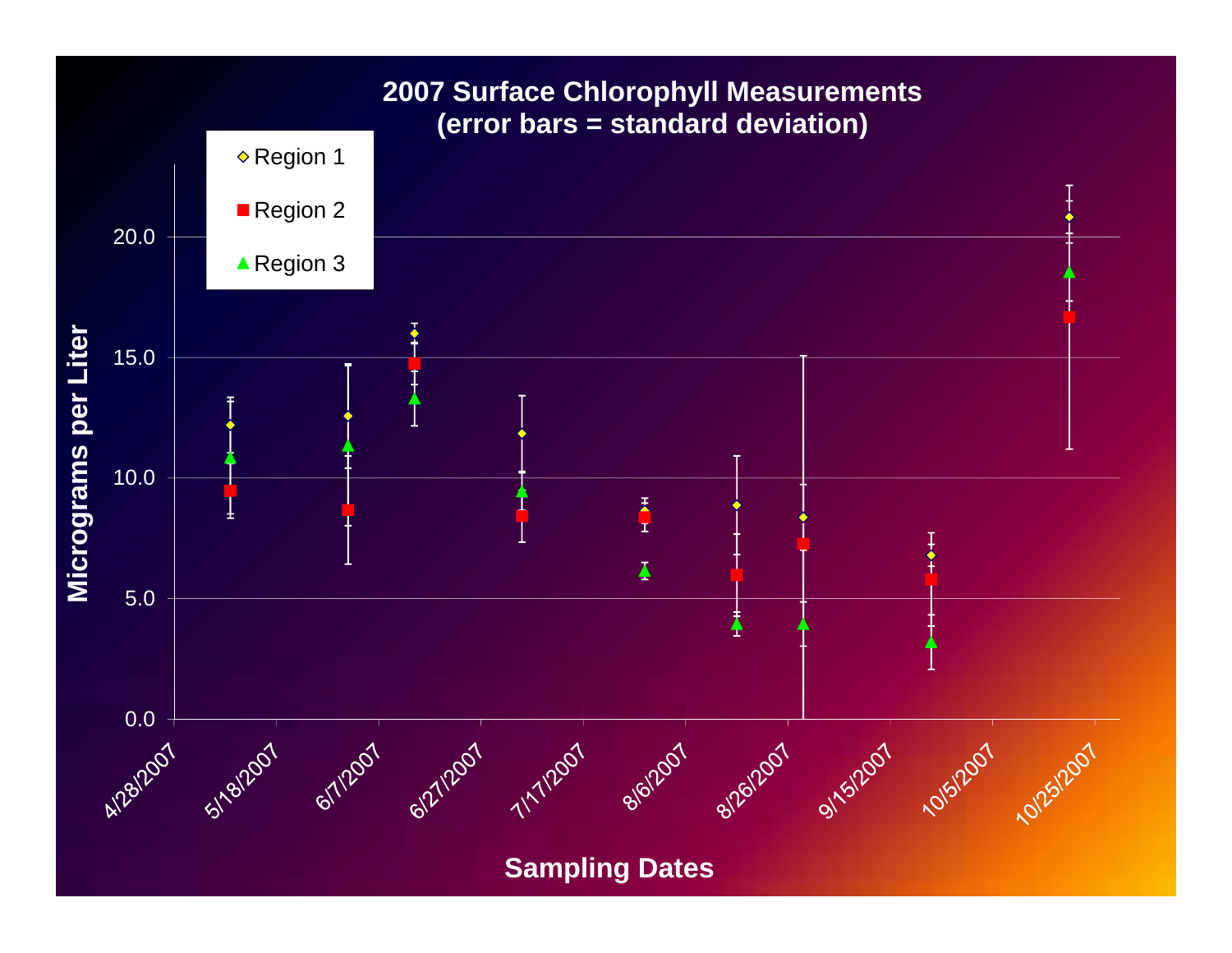## 2007 Surface Chlorophyll Measurements
## (error bars = standard deviation)

Region 1

Region 2

Region 3

Micrograms per Liter

0.0

5.0

10.0

15.0

20.0

4/28/2007

5/18/2007

6/7/2007

6/27/2007

7/17/2007

8/6/2007

8/26/2007

9/15/2007

10/5/2007

10/25/2007

Sampling Dates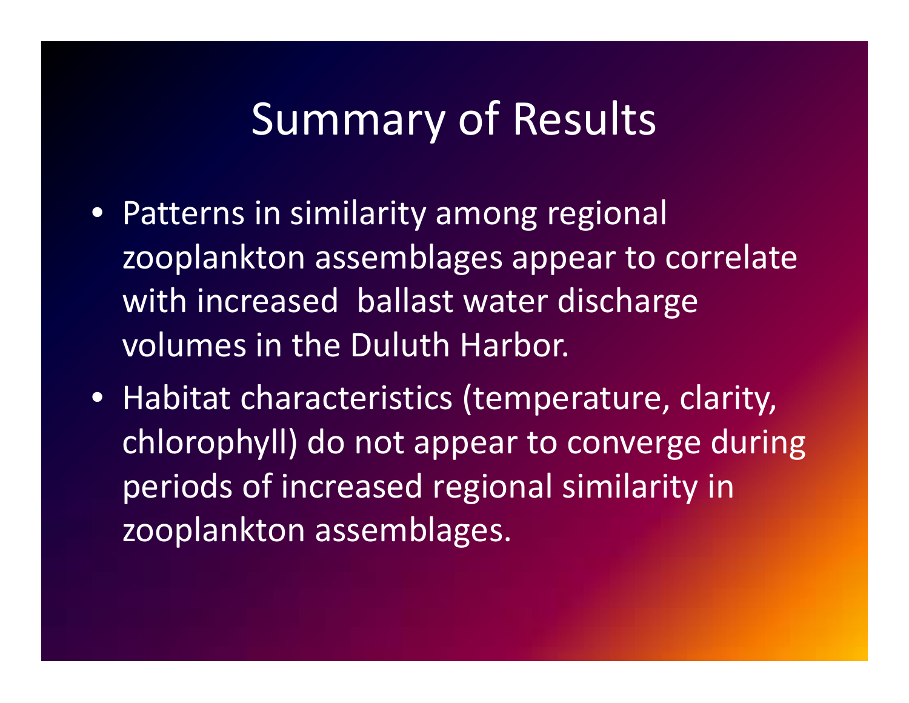# Summary of Results

- Patterns in similarity among regional zooplankton assemblages appear to correlate with increased ballast water discharge volumes in the Duluth Harbor.
- Habitat characteristics (temperature, clarity, chlorophyll) do not appear to converge during periods of increased regional similarity in zooplankton assemblages.